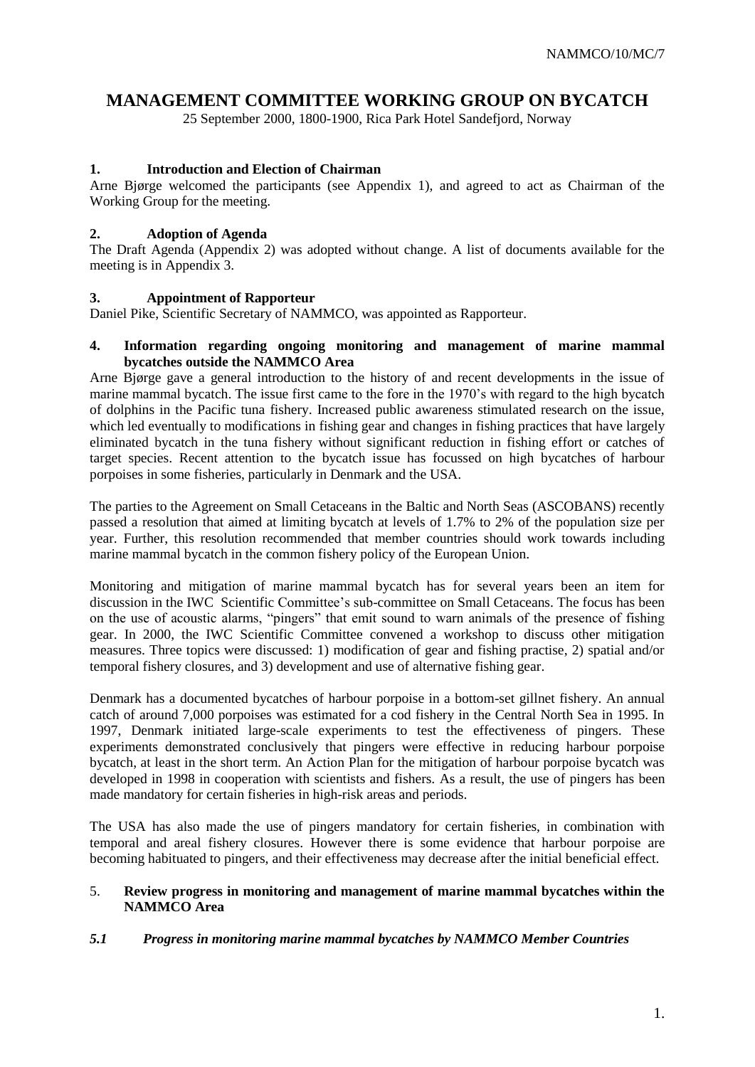# MANAGEMENT COMMITTEE WORKING GROUP ON BYCATCH

25 September 2000, 1800-1900, Rica Park Hotel Sandefjord, Norway

## 1. Introduction and Election of Chairman

Arne Bjørge welcomed the participants (see Appendix 1), and agreed to act as Chairman of the Working Group for the meeting.

## 2. Adoption of Agenda

The Draft Agenda (Appendix 2) was adopted without change. A list of documents available for the meeting is in Appendix 3.

## 3. Appointment of Rapporteur

Daniel Pike, Scientific Secretary of NAMMCO, was appointed as Rapporteur.

## 4. Information regarding ongoing monitoring and management of marine mammal bycatches outside the NAMMCO Area

Arne Bjørge gave a general introduction to the history of and recent developments in the issue of marine mammal bycatch. The issue first came to the fore in the 1970's with regard to the high bycatch of dolphins in the Pacific tuna fishery. Increased public awareness stimulated research on the issue, which led eventually to modifications in fishing gear and changes in fishing practices that have largely eliminated bycatch in the tuna fishery without significant reduction in fishing effort or catches of target species. Recent attention to the bycatch issue has focussed on high bycatches of harbour porpoises in some fisheries, particularly in Denmark and the USA.

The parties to the Agreement on Small Cetaceans in the Baltic and North Seas (ASCOBANS) recently passed a resolution that aimed at limiting bycatch at levels of 1.7% to 2% of the population size per year. Further, this resolution recommended that member countries should work towards including marine mammal bycatch in the common fishery policy of the European Union.

Monitoring and mitigation of marine mammal bycatch has for several years been an item for discussion in the IWC Scientific Committee's sub-committee on Small Cetaceans. The focus has been on the use of acoustic alarms, "pingers" that emit sound to warn animals of the presence of fishing gear. In 2000, the IWC Scientific Committee convened a workshop to discuss other mitigation measures. Three topics were discussed: 1) modification of gear and fishing practise, 2) spatial and/or temporal fishery closures, and 3) development and use of alternative fishing gear.

Denmark has a documented bycatches of harbour porpoise in a bottom-set gillnet fishery. An annual catch of around 7,000 porpoises was estimated for a cod fishery in the Central North Sea in 1995. In 1997, Denmark initiated large-scale experiments to test the effectiveness of pingers. These experiments demonstrated conclusively that pingers were effective in reducing harbour porpoise bycatch, at least in the short term. An Action Plan for the mitigation of harbour porpoise bycatch was developed in 1998 in cooperation with scientists and fishers. As a result, the use of pingers has been made mandatory for certain fisheries in high-risk areas and periods.

The USA has also made the use of pingers mandatory for certain fisheries, in combination with temporal and areal fishery closures. However there is some evidence that harbour porpoise are becoming habituated to pingers, and their effectiveness may decrease after the initial beneficial effect.

## 5. Review progress in monitoring and management of marine mammal bycatches within the NAMMCO Area

### *5.1 Progress in monitoring marine mammal bycatches by NAMMCO Member Countries*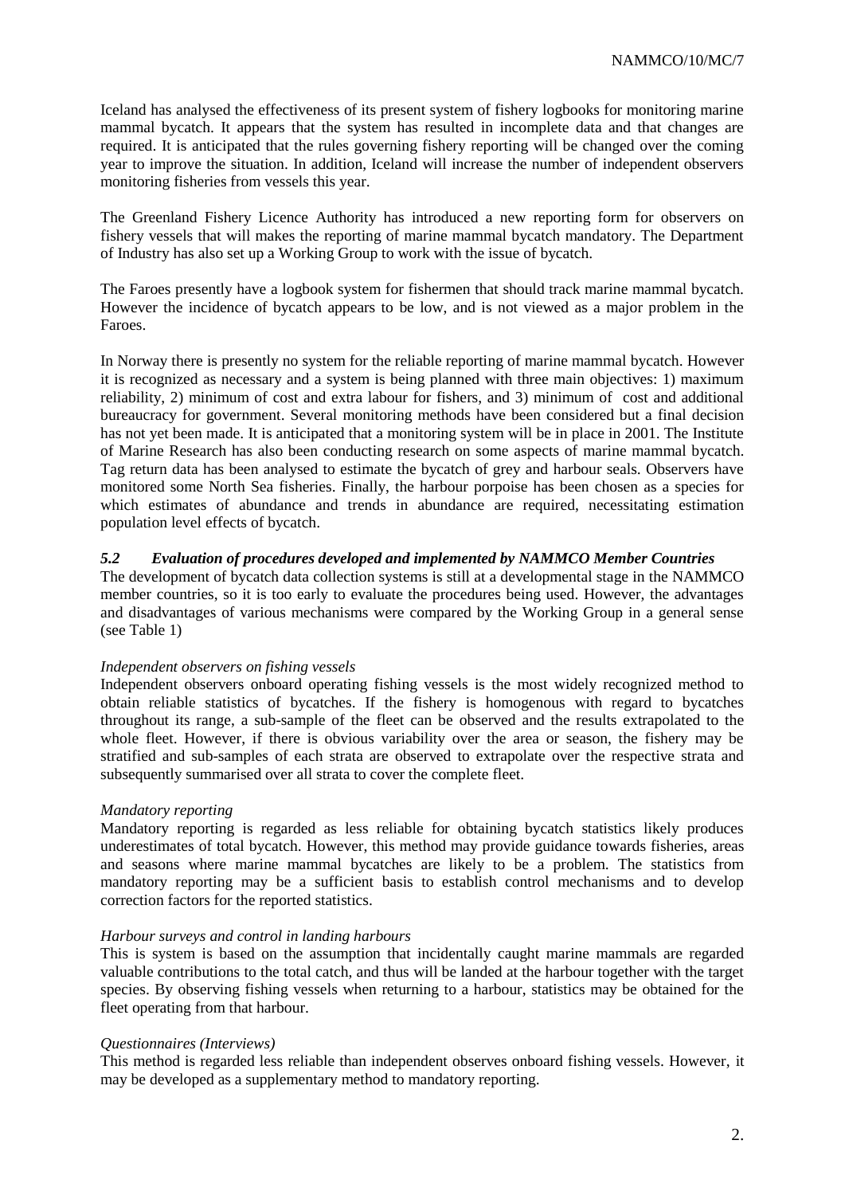Iceland has analysed the effectiveness of its present system of fishery logbooks for monitoring marine mammal bycatch. It appears that the system has resulted in incomplete data and that changes are required. It is anticipated that the rules governing fishery reporting will be changed over the coming year to improve the situation. In addition, Iceland will increase the number of independent observers monitoring fisheries from vessels this year.

The Greenland Fishery Licence Authority has introduced a new reporting form for observers on fishery vessels that will makes the reporting of marine mammal bycatch mandatory. The Department of Industry has also set up a Working Group to work with the issue of bycatch.

The Faroes presently have a logbook system for fishermen that should track marine mammal bycatch. However the incidence of bycatch appears to be low, and is not viewed as a major problem in the Faroes.

In Norway there is presently no system for the reliable reporting of marine mammal bycatch. However it is recognized as necessary and a system is being planned with three main objectives: 1) maximum reliability, 2) minimum of cost and extra labour for fishers, and 3) minimum of cost and additional bureaucracy for government. Several monitoring methods have been considered but a final decision has not yet been made. It is anticipated that a monitoring system will be in place in 2001. The Institute of Marine Research has also been conducting research on some aspects of marine mammal bycatch. Tag return data has been analysed to estimate the bycatch of grey and harbour seals. Observers have monitored some North Sea fisheries. Finally, the harbour porpoise has been chosen as a species for which estimates of abundance and trends in abundance are required, necessitating estimation population level effects of bycatch.

### *5.2 Evaluation of procedures developed and implemented by NAMMCO Member Countries*

The development of bycatch data collection systems is still at a developmental stage in the NAMMCO member countries, so it is too early to evaluate the procedures being used. However, the advantages and disadvantages of various mechanisms were compared by the Working Group in a general sense (see Table 1)

*Independent observers on fishing vessels*

Independent observers onboard operating fishing vessels is the most widely recognized method to obtain reliable statistics of bycatches. If the fishery is homogenous with regard to bycatches throughout its range, a sub-sample of the fleet can be observed and the results extrapolated to the whole fleet. However, if there is obvious variability over the area or season, the fishery may be stratified and sub-samples of each strata are observed to extrapolate over the respective strata and subsequently summarised over all strata to cover the complete fleet.

*Mandatory reporting*

Mandatory reporting is regarded as less reliable for obtaining bycatch statistics likely produces underestimates of total bycatch. However, this method may provide guidance towards fisheries, areas and seasons where marine mammal bycatches are likely to be a problem. The statistics from mandatory reporting may be a sufficient basis to establish control mechanisms and to develop correction factors for the reported statistics.

*Harbour surveys and control in landing harbours*

This is system is based on the assumption that incidentally caught marine mammals are regarded valuable contributions to the total catch, and thus will be landed at the harbour together with the target species. By observing fishing vessels when returning to a harbour, statistics may be obtained for the fleet operating from that harbour.

*Questionnaires (Interviews)*

This method is regarded less reliable than independent observes onboard fishing vessels. However, it may be developed as a supplementary method to mandatory reporting.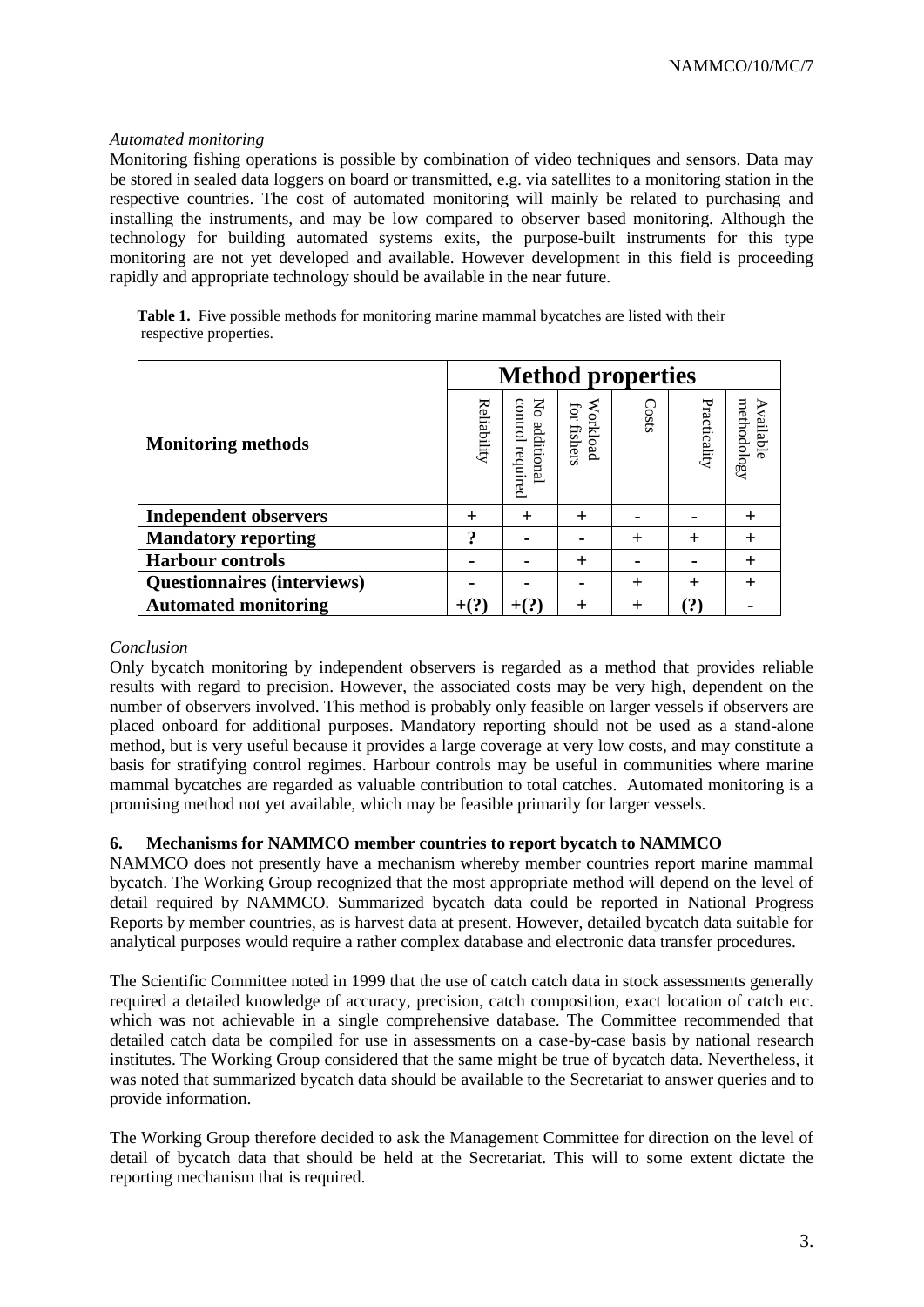*Automated monitoring*

Monitoring fishing operations is possible by combination of video techniques and sensors. Data may be stored in sealed data loggers on board or transmitted, e.g. via satellites to a monitoring station in the respective countries. The cost of automated monitoring will mainly be related to purchasing and installing the instruments, and may be low compared to observer based monitoring. Although the technology for building automated systems exits, the purpose-built instruments for this type monitoring are not yet developed and available. However development in this field is proceeding rapidly and appropriate technology should be available in the near future.

**Table 1.** Five possible methods for monitoring marine mammal bycatches are listed with their respective properties.

| | **Method properties** | | | | | |
|---|---|---|---|---|---|---|
| **Monitoring methods** | Reliability | No additional control required | Workload for fishers | Costs | Practicality | Available methodology |
| **Independent observers** | + | + | + | - | - | + |
| **Mandatory reporting** | **?** | - | - | + | + | + |
| **Harbour controls** | - | - | + | - | - | + |
| **Questionnaires (interviews)** | - | - | - | + | + | + |
| **Automated monitoring** | **+(?)** | **+(?)** | + | + | **(?)** | - |

*Conclusion*

Only bycatch monitoring by independent observers is regarded as a method that provides reliable results with regard to precision. However, the associated costs may be very high, dependent on the number of observers involved. This method is probably only feasible on larger vessels if observers are placed onboard for additional purposes. Mandatory reporting should not be used as a stand-alone method, but is very useful because it provides a large coverage at very low costs, and may constitute a basis for stratifying control regimes. Harbour controls may be useful in communities where marine mammal bycatches are regarded as valuable contribution to total catches. Automated monitoring is a promising method not yet available, which may be feasible primarily for larger vessels.

## 6. Mechanisms for NAMMCO member countries to report bycatch to NAMMCO

NAMMCO does not presently have a mechanism whereby member countries report marine mammal bycatch. The Working Group recognized that the most appropriate method will depend on the level of detail required by NAMMCO. Summarized bycatch data could be reported in National Progress Reports by member countries, as is harvest data at present. However, detailed bycatch data suitable for analytical purposes would require a rather complex database and electronic data transfer procedures.

The Scientific Committee noted in 1999 that the use of catch catch data in stock assessments generally required a detailed knowledge of accuracy, precision, catch composition, exact location of catch etc. which was not achievable in a single comprehensive database. The Committee recommended that detailed catch data be compiled for use in assessments on a case-by-case basis by national research institutes. The Working Group considered that the same might be true of bycatch data. Nevertheless, it was noted that summarized bycatch data should be available to the Secretariat to answer queries and to provide information.

The Working Group therefore decided to ask the Management Committee for direction on the level of detail of bycatch data that should be held at the Secretariat. This will to some extent dictate the reporting mechanism that is required.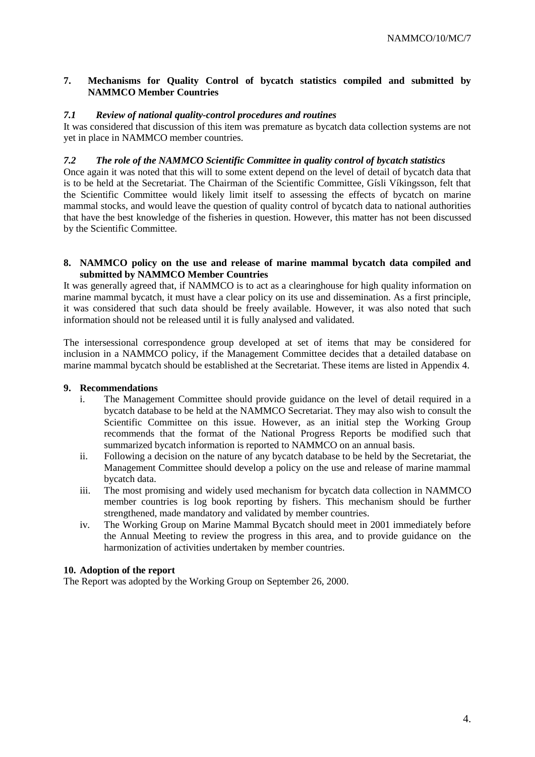## 7. Mechanisms for Quality Control of bycatch statistics compiled and submitted by NAMMCO Member Countries

### *7.1 Review of national quality-control procedures and routines*

It was considered that discussion of this item was premature as bycatch data collection systems are not yet in place in NAMMCO member countries.

### *7.2 The role of the NAMMCO Scientific Committee in quality control of bycatch statistics*

Once again it was noted that this will to some extent depend on the level of detail of bycatch data that is to be held at the Secretariat. The Chairman of the Scientific Committee, Gísli Víkingsson, felt that the Scientific Committee would likely limit itself to assessing the effects of bycatch on marine mammal stocks, and would leave the question of quality control of bycatch data to national authorities that have the best knowledge of the fisheries in question. However, this matter has not been discussed by the Scientific Committee.

## 8. NAMMCO policy on the use and release of marine mammal bycatch data compiled and submitted by NAMMCO Member Countries

It was generally agreed that, if NAMMCO is to act as a clearinghouse for high quality information on marine mammal bycatch, it must have a clear policy on its use and dissemination. As a first principle, it was considered that such data should be freely available. However, it was also noted that such information should not be released until it is fully analysed and validated.

The intersessional correspondence group developed at set of items that may be considered for inclusion in a NAMMCO policy, if the Management Committee decides that a detailed database on marine mammal bycatch should be established at the Secretariat. These items are listed in Appendix 4.

## 9. Recommendations

i. The Management Committee should provide guidance on the level of detail required in a bycatch database to be held at the NAMMCO Secretariat. They may also wish to consult the Scientific Committee on this issue. However, as an initial step the Working Group recommends that the format of the National Progress Reports be modified such that summarized bycatch information is reported to NAMMCO on an annual basis.

ii. Following a decision on the nature of any bycatch database to be held by the Secretariat, the Management Committee should develop a policy on the use and release of marine mammal bycatch data.

iii. The most promising and widely used mechanism for bycatch data collection in NAMMCO member countries is log book reporting by fishers. This mechanism should be further strengthened, made mandatory and validated by member countries.

iv. The Working Group on Marine Mammal Bycatch should meet in 2001 immediately before the Annual Meeting to review the progress in this area, and to provide guidance on the harmonization of activities undertaken by member countries.

## 10. Adoption of the report

The Report was adopted by the Working Group on September 26, 2000.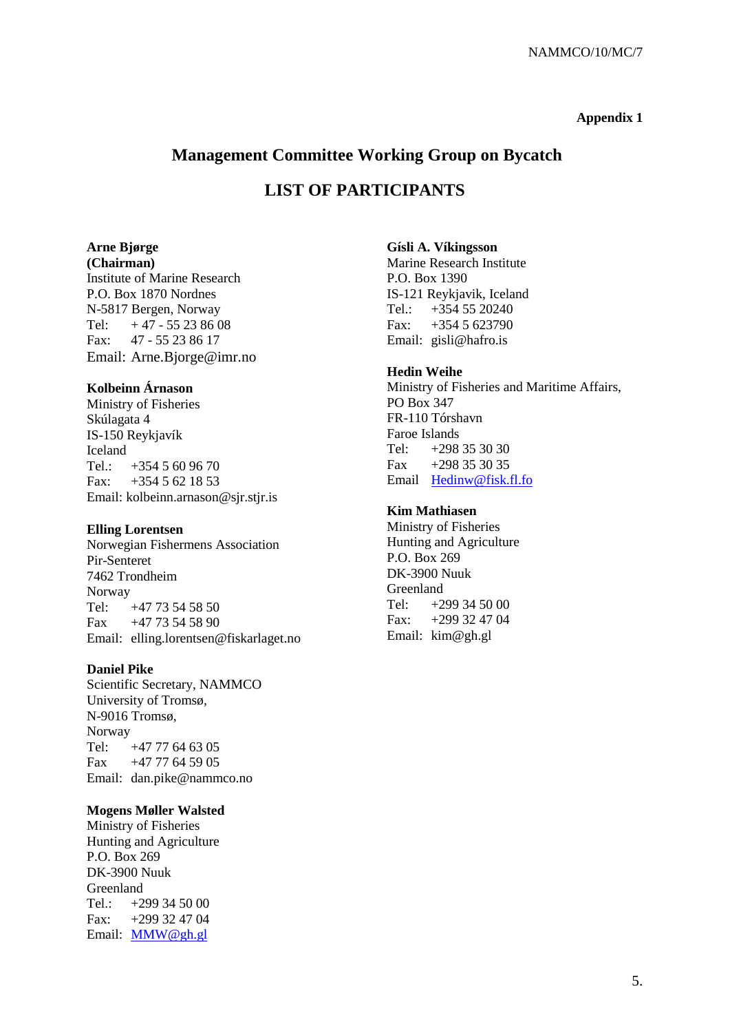**Appendix 1**

## Management Committee Working Group on Bycatch

## LIST OF PARTICIPANTS

**Arne Bjørge**
**(Chairman)**
Institute of Marine Research
P.O. Box 1870 Nordnes
N-5817 Bergen, Norway
Tel: + 47 - 55 23 86 08
Fax: 47 - 55 23 86 17
Email: Arne.Bjorge@imr.no

**Kolbeinn Árnason**
Ministry of Fisheries
Skúlagata 4
IS-150 Reykjavík
Iceland
Tel.: +354 5 60 96 70
Fax: +354 5 62 18 53
Email: kolbeinn.arnason@sjr.stjr.is

**Elling Lorentsen**
Norwegian Fishermens Association
Pir-Senteret
7462 Trondheim
Norway
Tel: +47 73 54 58 50
Fax +47 73 54 58 90
Email: elling.lorentsen@fiskarlaget.no

**Daniel Pike**
Scientific Secretary, NAMMCO
University of Tromsø,
N-9016 Tromsø,
Norway
Tel: +47 77 64 63 05
Fax +47 77 64 59 05
Email: dan.pike@nammco.no

**Mogens Møller Walsted**
Ministry of Fisheries
Hunting and Agriculture
P.O. Box 269
DK-3900 Nuuk
Greenland
Tel.: +299 34 50 00
Fax: +299 32 47 04
Email: MMW@gh.gl

**Gísli A. Víkingsson**
Marine Research Institute
P.O. Box 1390
IS-121 Reykjavik, Iceland
Tel.: +354 55 20240
Fax: +354 5 623790
Email: gisli@hafro.is

**Hedin Weihe**
Ministry of Fisheries and Maritime Affairs,
PO Box 347
FR-110 Tórshavn
Faroe Islands
Tel: +298 35 30 30
Fax +298 35 30 35
Email Hedinw@fisk.fl.fo

**Kim Mathiasen**
Ministry of Fisheries
Hunting and Agriculture
P.O. Box 269
DK-3900 Nuuk
Greenland
Tel: +299 34 50 00
Fax: +299 32 47 04
Email: kim@gh.gl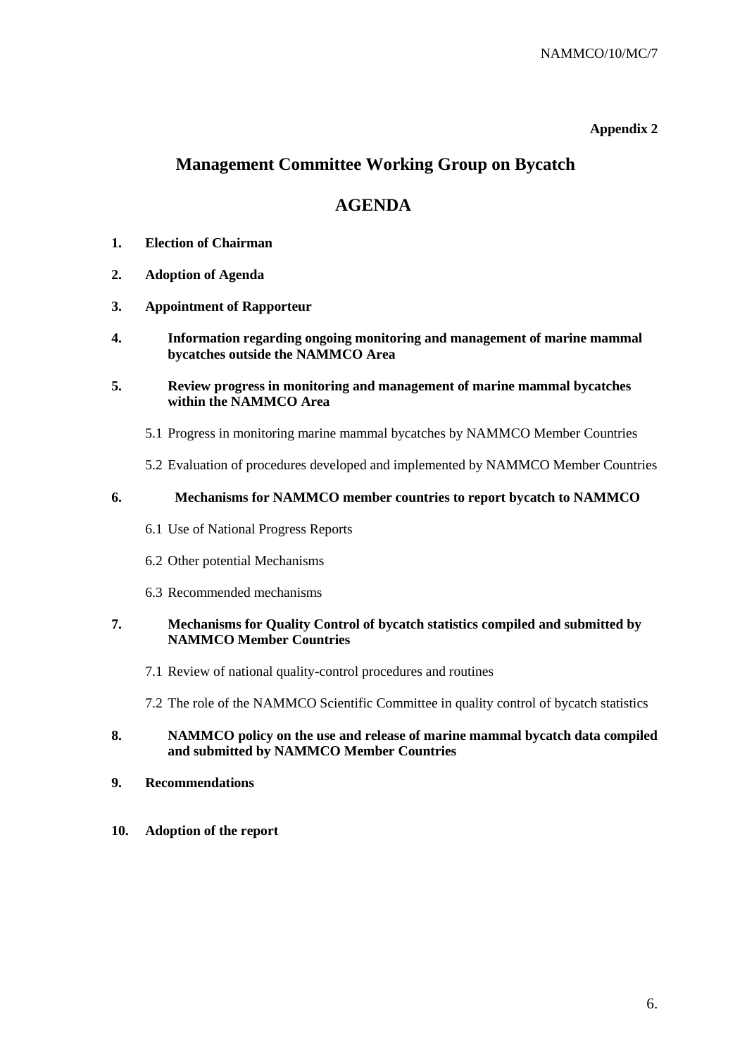**Appendix 2**

# Management Committee Working Group on Bycatch

# AGENDA

1. **Election of Chairman**

2. **Adoption of Agenda**

3. **Appointment of Rapporteur**

4. **Information regarding ongoing monitoring and management of marine mammal bycatches outside the NAMMCO Area**

5. **Review progress in monitoring and management of marine mammal bycatches within the NAMMCO Area**

   5.1 Progress in monitoring marine mammal bycatches by NAMMCO Member Countries

   5.2 Evaluation of procedures developed and implemented by NAMMCO Member Countries

6. **Mechanisms for NAMMCO member countries to report bycatch to NAMMCO**

   6.1 Use of National Progress Reports

   6.2 Other potential Mechanisms

   6.3 Recommended mechanisms

7. **Mechanisms for Quality Control of bycatch statistics compiled and submitted by NAMMCO Member Countries**

   7.1 Review of national quality-control procedures and routines

   7.2 The role of the NAMMCO Scientific Committee in quality control of bycatch statistics

8. **NAMMCO policy on the use and release of marine mammal bycatch data compiled and submitted by NAMMCO Member Countries**

9. **Recommendations**

10. **Adoption of the report**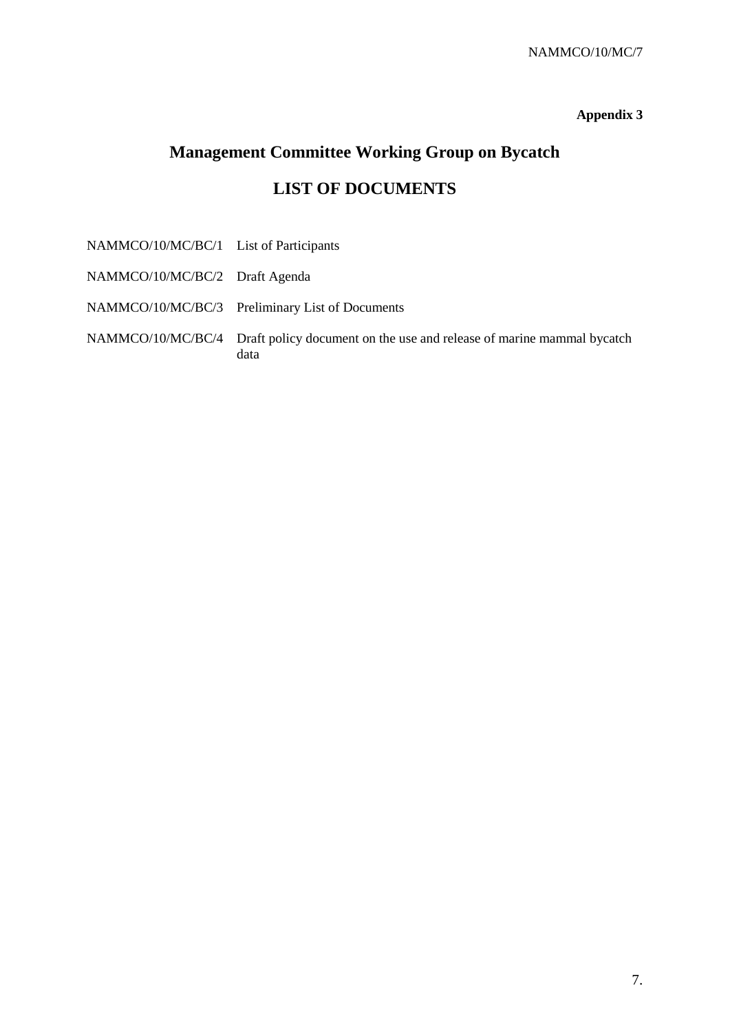**Appendix 3**

# Management Committee Working Group on Bycatch

## LIST OF DOCUMENTS

| | |
|---|---|
| NAMMCO/10/MC/BC/1 | List of Participants |
| NAMMCO/10/MC/BC/2 | Draft Agenda |
| NAMMCO/10/MC/BC/3 | Preliminary List of Documents |
| NAMMCO/10/MC/BC/4 | Draft policy document on the use and release of marine mammal bycatch data |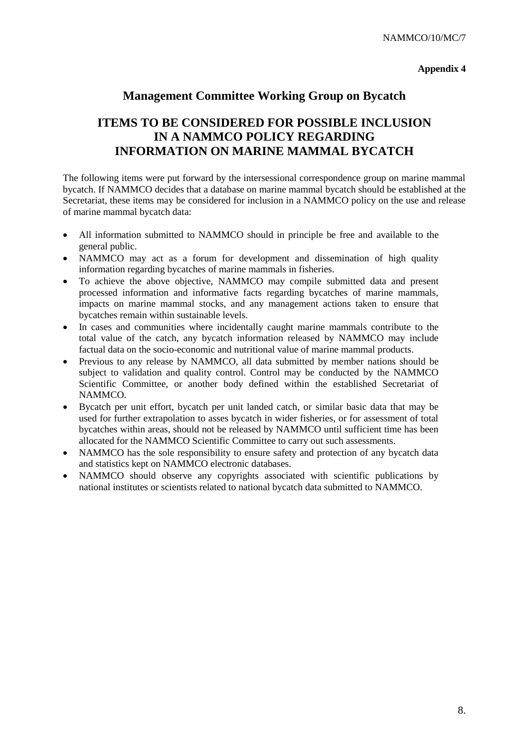**Appendix 4**

## Management Committee Working Group on Bycatch

# ITEMS TO BE CONSIDERED FOR POSSIBLE INCLUSION IN A NAMMCO POLICY REGARDING INFORMATION ON MARINE MAMMAL BYCATCH

The following items were put forward by the intersessional correspondence group on marine mammal bycatch. If NAMMCO decides that a database on marine mammal bycatch should be established at the Secretariat, these items may be considered for inclusion in a NAMMCO policy on the use and release of marine mammal bycatch data:

- All information submitted to NAMMCO should in principle be free and available to the general public.
- NAMMCO may act as a forum for development and dissemination of high quality information regarding bycatches of marine mammals in fisheries.
- To achieve the above objective, NAMMCO may compile submitted data and present processed information and informative facts regarding bycatches of marine mammals, impacts on marine mammal stocks, and any management actions taken to ensure that bycatches remain within sustainable levels.
- In cases and communities where incidentally caught marine mammals contribute to the total value of the catch, any bycatch information released by NAMMCO may include factual data on the socio-economic and nutritional value of marine mammal products.
- Previous to any release by NAMMCO, all data submitted by member nations should be subject to validation and quality control. Control may be conducted by the NAMMCO Scientific Committee, or another body defined within the established Secretariat of NAMMCO.
- Bycatch per unit effort, bycatch per unit landed catch, or similar basic data that may be used for further extrapolation to asses bycatch in wider fisheries, or for assessment of total bycatches within areas, should not be released by NAMMCO until sufficient time has been allocated for the NAMMCO Scientific Committee to carry out such assessments.
- NAMMCO has the sole responsibility to ensure safety and protection of any bycatch data and statistics kept on NAMMCO electronic databases.
- NAMMCO should observe any copyrights associated with scientific publications by national institutes or scientists related to national bycatch data submitted to NAMMCO.